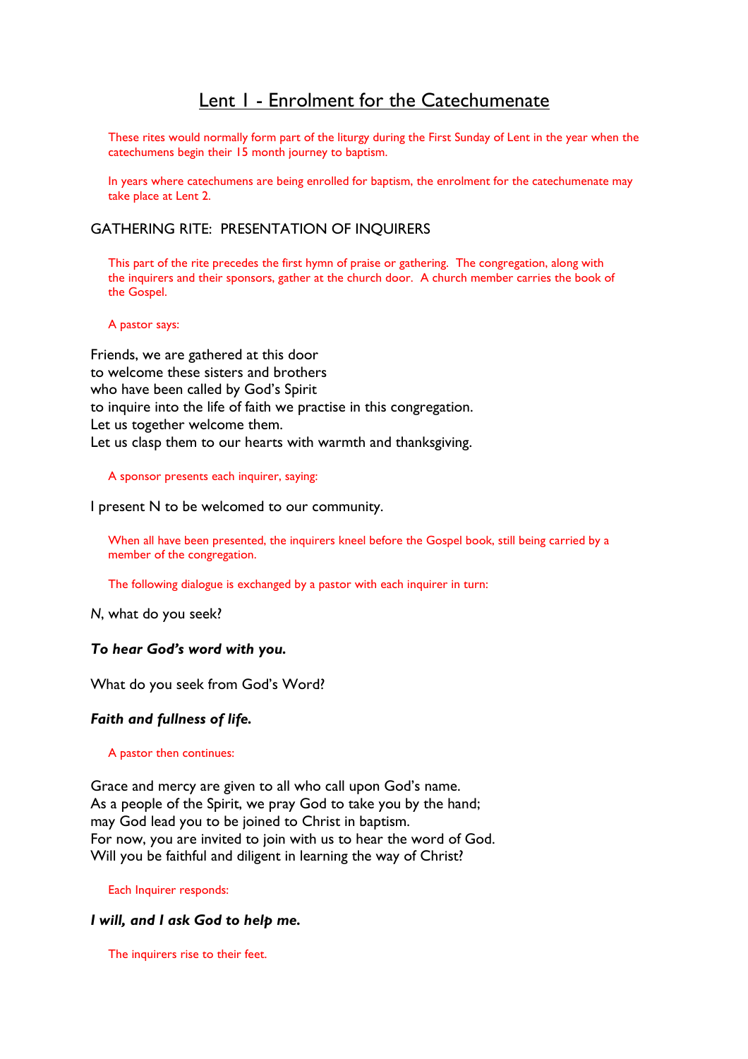# Lent 1 - Enrolment for the Catechumenate

These rites would normally form part of the liturgy during the First Sunday of Lent in the year when the catechumens begin their 15 month journey to baptism.

In years where catechumens are being enrolled for baptism, the enrolment for the catechumenate may take place at Lent 2.

## GATHERING RITE: PRESENTATION OF INQUIRERS

This part of the rite precedes the first hymn of praise or gathering. The congregation, along with the inquirers and their sponsors, gather at the church door. A church member carries the book of the Gospel.

A pastor says:

Friends, we are gathered at this door  
to welcome these sisters and brothers  
who have been called by God's Spirit  
to inquire into the life of faith we practise in this congregation.  
Let us together welcome them.  
Let us clasp them to our hearts with warmth and thanksgiving.

A sponsor presents each inquirer, saying:

I present N to be welcomed to our community.

When all have been presented, the inquirers kneel before the Gospel book, still being carried by a member of the congregation.

The following dialogue is exchanged by a pastor with each inquirer in turn:

*N*, what do you seek?

***To hear God's word with you.***

What do you seek from God's Word?

***Faith and fullness of life.***

A pastor then continues:

Grace and mercy are given to all who call upon God's name.  
As a people of the Spirit, we pray God to take you by the hand;  
may God lead you to be joined to Christ in baptism.  
For now, you are invited to join with us to hear the word of God.  
Will you be faithful and diligent in learning the way of Christ?

Each Inquirer responds:

***I will, and I ask God to help me.***

The inquirers rise to their feet.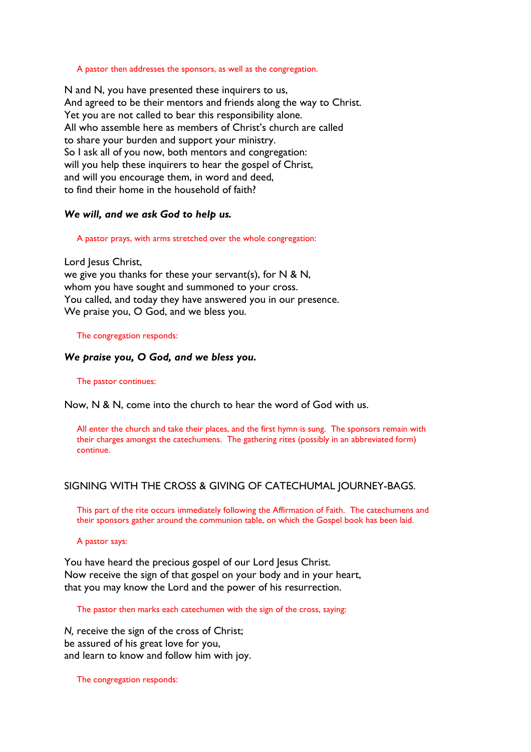A pastor then addresses the sponsors, as well as the congregation.

N and N, you have presented these inquirers to us,
And agreed to be their mentors and friends along the way to Christ.
Yet you are not called to bear this responsibility alone.
All who assemble here as members of Christ's church are called
to share your burden and support your ministry.
So I ask all of you now, both mentors and congregation:
will you help these inquirers to hear the gospel of Christ,
and will you encourage them, in word and deed,
to find their home in the household of faith?

***We will, and we ask God to help us.***

A pastor prays, with arms stretched over the whole congregation:

Lord Jesus Christ,
we give you thanks for these your servant(s), for N & N,
whom you have sought and summoned to your cross.
You called, and today they have answered you in our presence.
We praise you, O God, and we bless you.

The congregation responds:

***We praise you, O God, and we bless you.***

The pastor continues:

Now, N & N, come into the church to hear the word of God with us.

All enter the church and take their places, and the first hymn is sung. The sponsors remain with their charges amongst the catechumens. The gathering rites (possibly in an abbreviated form) continue.

## SIGNING WITH THE CROSS & GIVING OF CATECHUMAL JOURNEY-BAGS.

This part of the rite occurs immediately following the Affirmation of Faith. The catechumens and their sponsors gather around the communion table, on which the Gospel book has been laid.

A pastor says:

You have heard the precious gospel of our Lord Jesus Christ.
Now receive the sign of that gospel on your body and in your heart,
that you may know the Lord and the power of his resurrection.

The pastor then marks each catechumen with the sign of the cross, saying:

*N,* receive the sign of the cross of Christ;
be assured of his great love for you,
and learn to know and follow him with joy.

The congregation responds: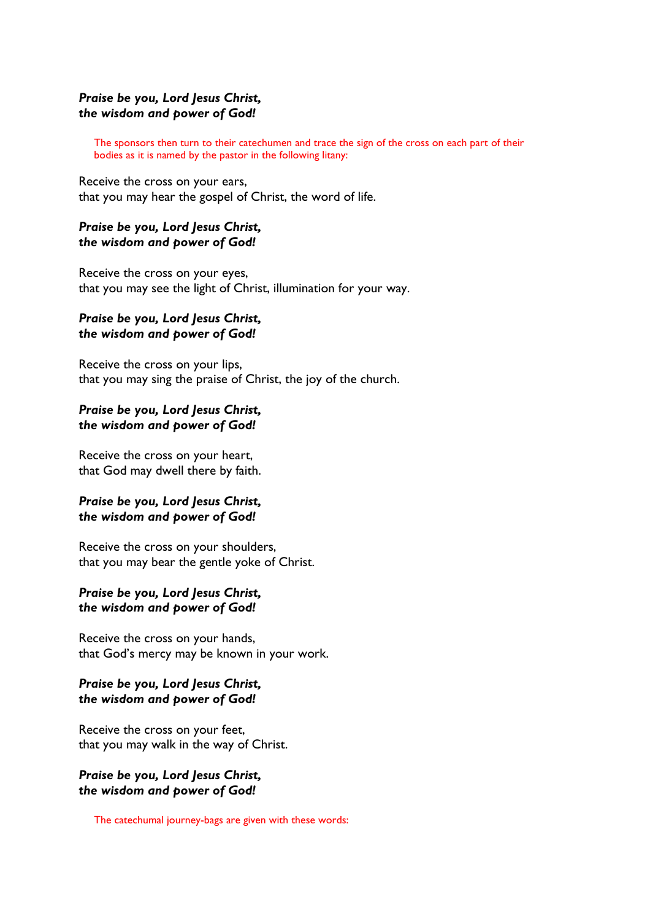***Praise be you, Lord Jesus Christ,***
***the wisdom and power of God!***

The sponsors then turn to their catechumen and trace the sign of the cross on each part of their bodies as it is named by the pastor in the following litany:

Receive the cross on your ears,
that you may hear the gospel of Christ, the word of life.

***Praise be you, Lord Jesus Christ,***
***the wisdom and power of God!***

Receive the cross on your eyes,
that you may see the light of Christ, illumination for your way.

***Praise be you, Lord Jesus Christ,***
***the wisdom and power of God!***

Receive the cross on your lips,
that you may sing the praise of Christ, the joy of the church.

***Praise be you, Lord Jesus Christ,***
***the wisdom and power of God!***

Receive the cross on your heart,
that God may dwell there by faith.

***Praise be you, Lord Jesus Christ,***
***the wisdom and power of God!***

Receive the cross on your shoulders,
that you may bear the gentle yoke of Christ.

***Praise be you, Lord Jesus Christ,***
***the wisdom and power of God!***

Receive the cross on your hands,
that God's mercy may be known in your work.

***Praise be you, Lord Jesus Christ,***
***the wisdom and power of God!***

Receive the cross on your feet,
that you may walk in the way of Christ.

***Praise be you, Lord Jesus Christ,***
***the wisdom and power of God!***

The catechumal journey-bags are given with these words: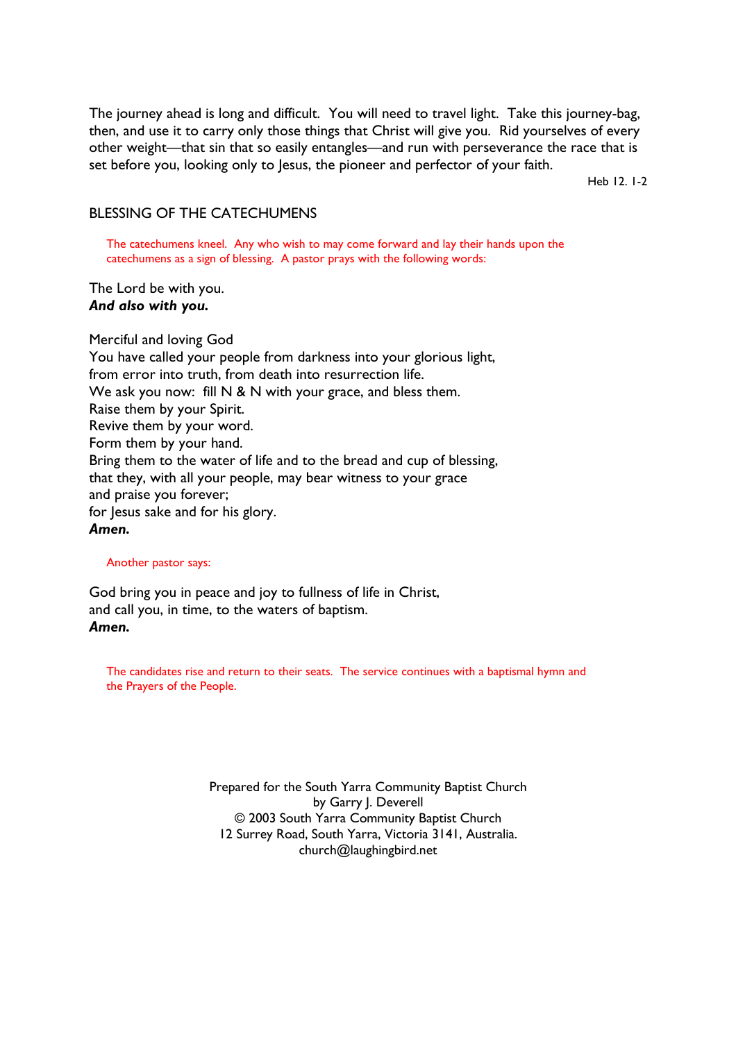The journey ahead is long and difficult. You will need to travel light. Take this journey-bag, then, and use it to carry only those things that Christ will give you. Rid yourselves of every other weight—that sin that so easily entangles—and run with perseverance the race that is set before you, looking only to Jesus, the pioneer and perfector of your faith.

Heb 12. 1-2

## BLESSING OF THE CATECHUMENS

The catechumens kneel. Any who wish to may come forward and lay their hands upon the catechumens as a sign of blessing. A pastor prays with the following words:

The Lord be with you.
***And also with you.***

Merciful and loving God
You have called your people from darkness into your glorious light,
from error into truth, from death into resurrection life.
We ask you now: fill N & N with your grace, and bless them.
Raise them by your Spirit.
Revive them by your word.
Form them by your hand.
Bring them to the water of life and to the bread and cup of blessing,
that they, with all your people, may bear witness to your grace
and praise you forever;
for Jesus sake and for his glory.
***Amen.***

Another pastor says:

God bring you in peace and joy to fullness of life in Christ,
and call you, in time, to the waters of baptism.
***Amen.***

The candidates rise and return to their seats. The service continues with a baptismal hymn and the Prayers of the People.

Prepared for the South Yarra Community Baptist Church
by Garry J. Deverell
© 2003 South Yarra Community Baptist Church
12 Surrey Road, South Yarra, Victoria 3141, Australia.
church@laughingbird.net